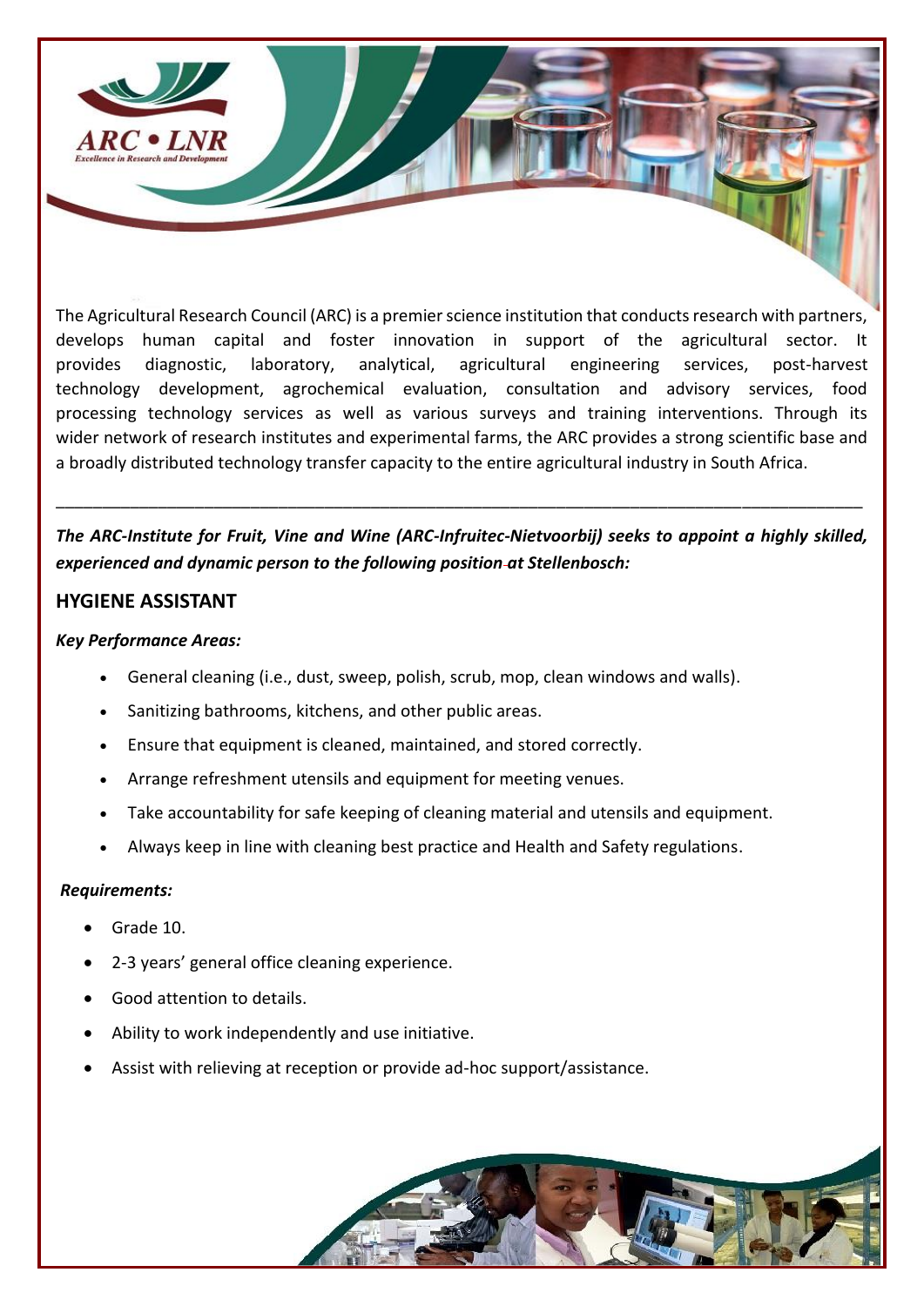ARC • LNR
Excellence in Research and Development

The Agricultural Research Council (ARC) is a premier science institution that conducts research with partners, develops human capital and foster innovation in support of the agricultural sector. It provides diagnostic, laboratory, analytical, agricultural engineering services, post-harvest technology development, agrochemical evaluation, consultation and advisory services, food processing technology services as well as various surveys and training interventions. Through its wider network of research institutes and experimental farms, the ARC provides a strong scientific base and a broadly distributed technology transfer capacity to the entire agricultural industry in South Africa.

---

***The ARC-Institute for Fruit, Vine and Wine (ARC-Infruitec-Nietvoorbij) seeks to appoint a highly skilled, experienced and dynamic person to the following position at Stellenbosch:***

## HYGIENE ASSISTANT

***Key Performance Areas:***

- General cleaning (i.e., dust, sweep, polish, scrub, mop, clean windows and walls).
- Sanitizing bathrooms, kitchens, and other public areas.
- Ensure that equipment is cleaned, maintained, and stored correctly.
- Arrange refreshment utensils and equipment for meeting venues.
- Take accountability for safe keeping of cleaning material and utensils and equipment.
- Always keep in line with cleaning best practice and Health and Safety regulations.

***Requirements:***

- Grade 10.
- 2-3 years' general office cleaning experience.
- Good attention to details.
- Ability to work independently and use initiative.
- Assist with relieving at reception or provide ad-hoc support/assistance.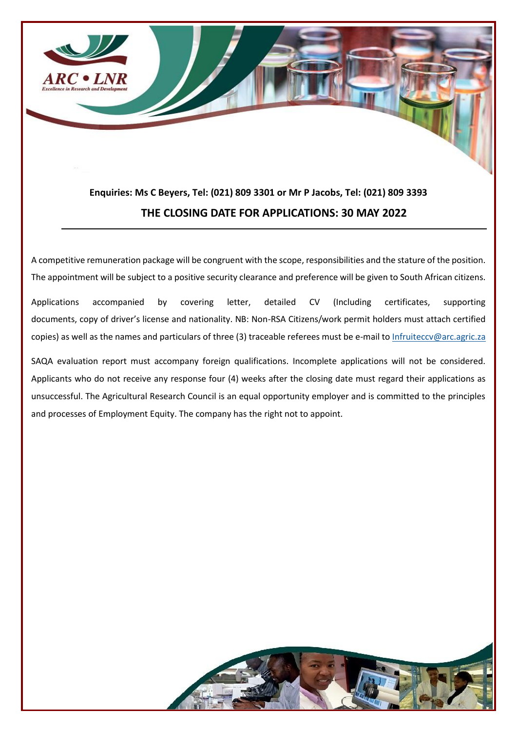**Enquiries: Ms C Beyers, Tel: (021) 809 3301 or Mr P Jacobs, Tel: (021) 809 3393**

**THE CLOSING DATE FOR APPLICATIONS: 30 MAY 2022**

---

A competitive remuneration package will be congruent with the scope, responsibilities and the stature of the position. The appointment will be subject to a positive security clearance and preference will be given to South African citizens.

Applications accompanied by covering letter, detailed CV (Including certificates, supporting documents, copy of driver's license and nationality. NB: Non-RSA Citizens/work permit holders must attach certified copies) as well as the names and particulars of three (3) traceable referees must be e-mail to Infruiteccv@arc.agric.za

SAQA evaluation report must accompany foreign qualifications. Incomplete applications will not be considered. Applicants who do not receive any response four (4) weeks after the closing date must regard their applications as unsuccessful. The Agricultural Research Council is an equal opportunity employer and is committed to the principles and processes of Employment Equity. The company has the right not to appoint.